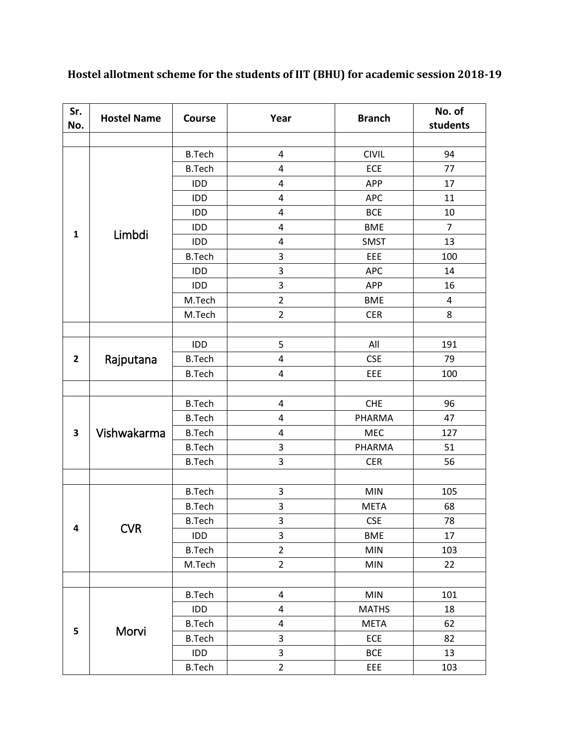**Hostel allotment scheme for the students of IIT (BHU) for academic session 2018-19**

| Sr. No. | Hostel Name | Course | Year | Branch | No. of students |
|---|---|---|---|---|---|
| | | | | | |
| 1 | Limbdi | B.Tech | 4 | CIVIL | 94 |
| | | B.Tech | 4 | ECE | 77 |
| | | IDD | 4 | APP | 17 |
| | | IDD | 4 | APC | 11 |
| | | IDD | 4 | BCE | 10 |
| | | IDD | 4 | BME | 7 |
| | | IDD | 4 | SMST | 13 |
| | | B.Tech | 3 | EEE | 100 |
| | | IDD | 3 | APC | 14 |
| | | IDD | 3 | APP | 16 |
| | | M.Tech | 2 | BME | 4 |
| | | M.Tech | 2 | CER | 8 |
| | | | | | |
| 2 | Rajputana | IDD | 5 | All | 191 |
| | | B.Tech | 4 | CSE | 79 |
| | | B.Tech | 4 | EEE | 100 |
| | | | | | |
| 3 | Vishwakarma | B.Tech | 4 | CHE | 96 |
| | | B.Tech | 4 | PHARMA | 47 |
| | | B.Tech | 4 | MEC | 127 |
| | | B.Tech | 3 | PHARMA | 51 |
| | | B.Tech | 3 | CER | 56 |
| | | | | | |
| 4 | CVR | B.Tech | 3 | MIN | 105 |
| | | B.Tech | 3 | META | 68 |
| | | B.Tech | 3 | CSE | 78 |
| | | IDD | 3 | BME | 17 |
| | | B.Tech | 2 | MIN | 103 |
| | | M.Tech | 2 | MIN | 22 |
| | | | | | |
| 5 | Morvi | B.Tech | 4 | MIN | 101 |
| | | IDD | 4 | MATHS | 18 |
| | | B.Tech | 4 | META | 62 |
| | | B.Tech | 3 | ECE | 82 |
| | | IDD | 3 | BCE | 13 |
| | | B.Tech | 2 | EEE | 103 |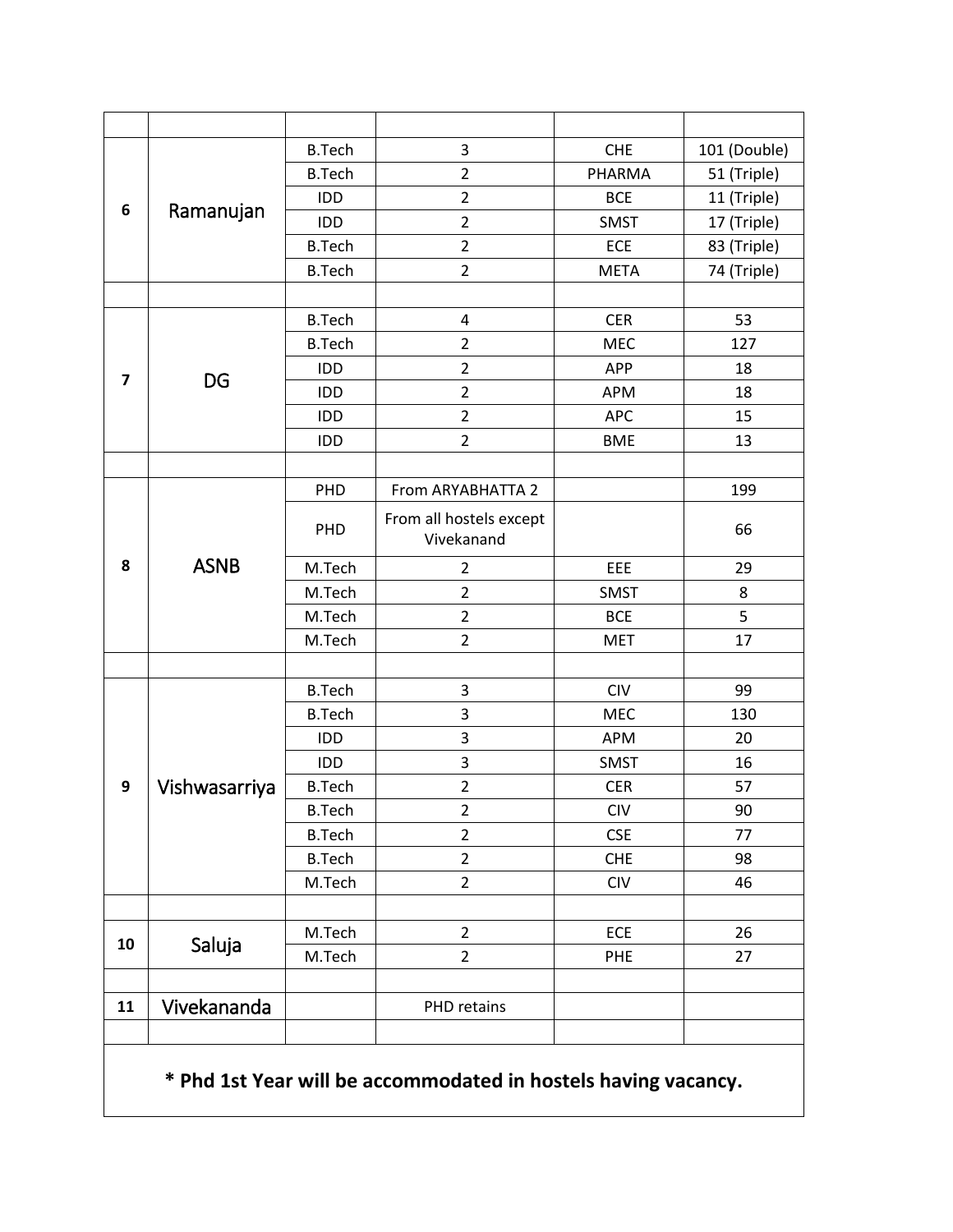| | | | | | |
|---|---|---|---|---|---|
| 6 | Ramanujan | B.Tech | 3 | CHE | 101 (Double) |
| | | B.Tech | 2 | PHARMA | 51 (Triple) |
| | | IDD | 2 | BCE | 11 (Triple) |
| | | IDD | 2 | SMST | 17 (Triple) |
| | | B.Tech | 2 | ECE | 83 (Triple) |
| | | B.Tech | 2 | META | 74 (Triple) |
| | | | | | |
| 7 | DG | B.Tech | 4 | CER | 53 |
| | | B.Tech | 2 | MEC | 127 |
| | | IDD | 2 | APP | 18 |
| | | IDD | 2 | APM | 18 |
| | | IDD | 2 | APC | 15 |
| | | IDD | 2 | BME | 13 |
| | | | | | |
| 8 | ASNB | PHD | From ARYABHATTA 2 | | 199 |
| | | PHD | From all hostels except Vivekanand | | 66 |
| | | M.Tech | 2 | EEE | 29 |
| | | M.Tech | 2 | SMST | 8 |
| | | M.Tech | 2 | BCE | 5 |
| | | M.Tech | 2 | MET | 17 |
| | | | | | |
| 9 | Vishwasarriya | B.Tech | 3 | CIV | 99 |
| | | B.Tech | 3 | MEC | 130 |
| | | IDD | 3 | APM | 20 |
| | | IDD | 3 | SMST | 16 |
| | | B.Tech | 2 | CER | 57 |
| | | B.Tech | 2 | CIV | 90 |
| | | B.Tech | 2 | CSE | 77 |
| | | B.Tech | 2 | CHE | 98 |
| | | M.Tech | 2 | CIV | 46 |
| | | | | | |
| 10 | Saluja | M.Tech | 2 | ECE | 26 |
| | | M.Tech | 2 | PHE | 27 |
| | | | | | |
| 11 | Vivekananda | | PHD retains | | |

**\* Phd 1st Year will be accommodated in hostels having vacancy.**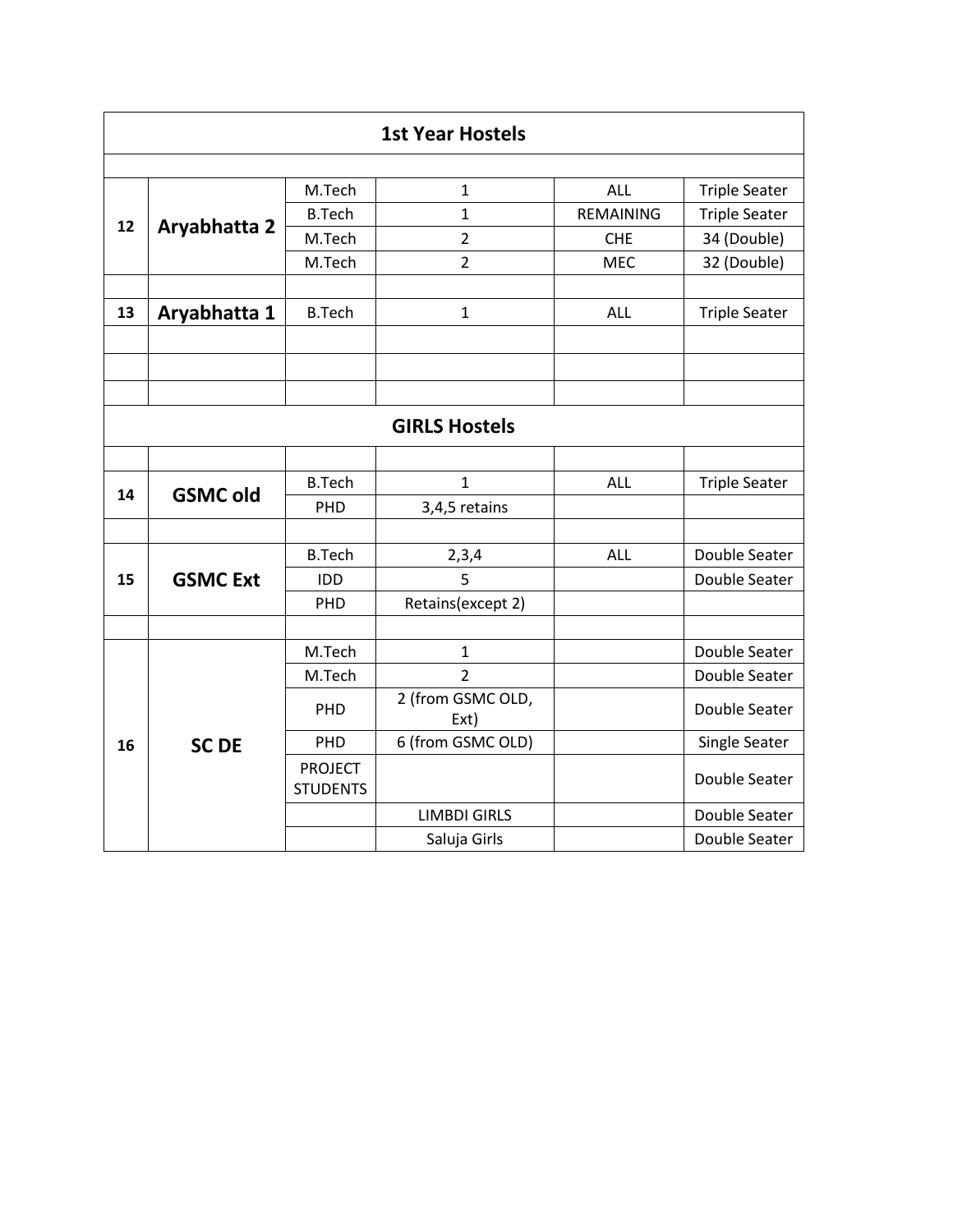| | | | | | |
|---|---|---|---|---|---|
| **1st Year Hostels** | | | | | |
| | | | | | |
| 12 | **Aryabhatta 2** | M.Tech | 1 | ALL | Triple Seater |
| | | B.Tech | 1 | REMAINING | Triple Seater |
| | | M.Tech | 2 | CHE | 34 (Double) |
| | | M.Tech | 2 | MEC | 32 (Double) |
| | | | | | |
| 13 | **Aryabhatta 1** | B.Tech | 1 | ALL | Triple Seater |
| | | | | | |
| | | | | | |
| | | | | | |
| **GIRLS Hostels** | | | | | |
| | | | | | |
| 14 | **GSMC old** | B.Tech | 1 | ALL | Triple Seater |
| | | PHD | 3,4,5 retains | | |
| | | | | | |
| 15 | **GSMC Ext** | B.Tech | 2,3,4 | ALL | Double Seater |
| | | IDD | 5 | | Double Seater |
| | | PHD | Retains(except 2) | | |
| | | | | | |
| 16 | **SC DE** | M.Tech | 1 | | Double Seater |
| | | M.Tech | 2 | | Double Seater |
| | | PHD | 2 (from GSMC OLD, Ext) | | Double Seater |
| | | PHD | 6 (from GSMC OLD) | | Single Seater |
| | | PROJECT STUDENTS | | | Double Seater |
| | | | LIMBDI GIRLS | | Double Seater |
| | | | Saluja Girls | | Double Seater |